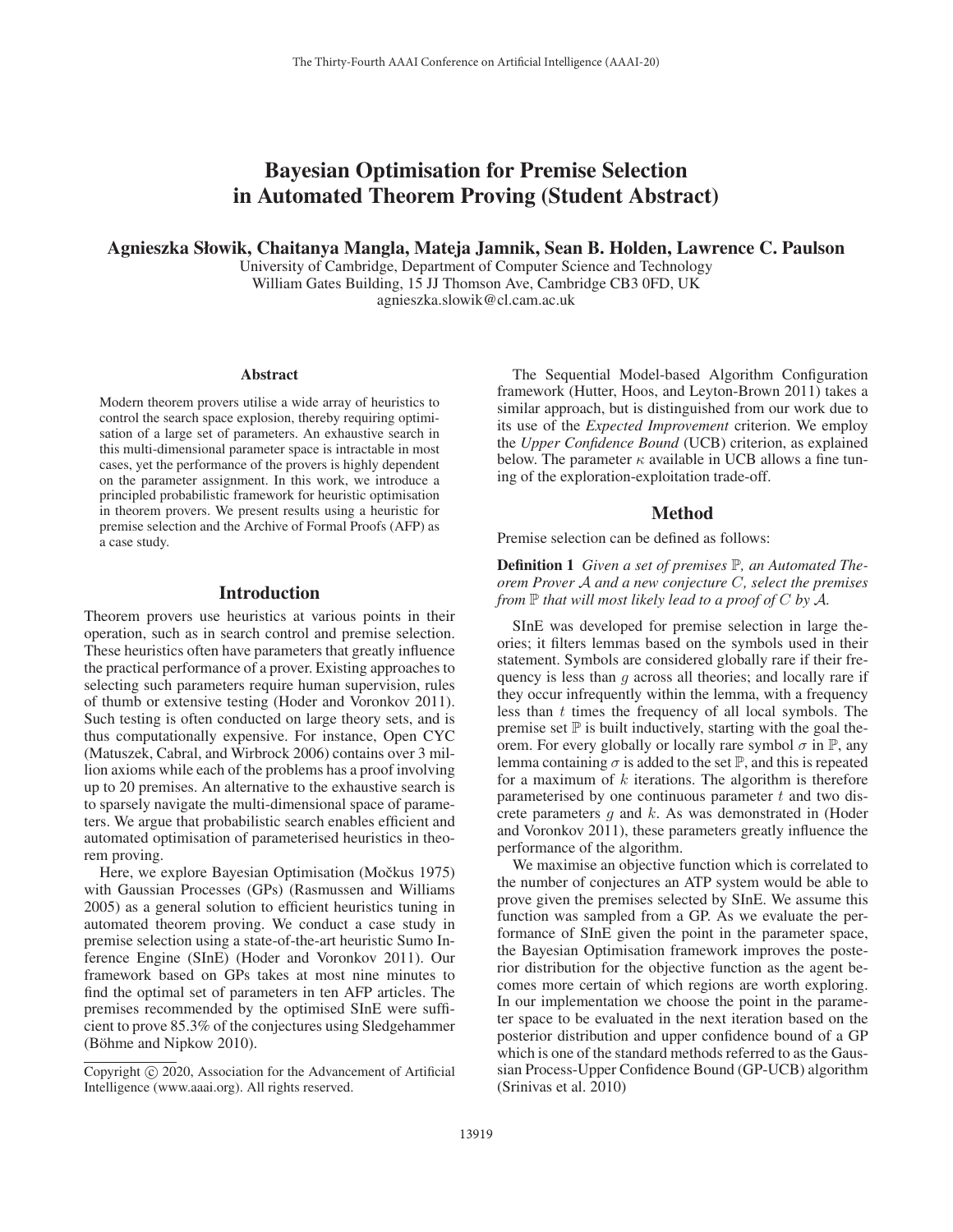# Bayesian Optimisation for Premise Selection in Automated Theorem Proving (Student Abstract)

**Agnieszka Słowik, Chaitanya Mangla, Mateja Jamnik, Sean B. Holden, Lawrence C. Paulson**

University of Cambridge, Department of Computer Science and Technology
William Gates Building, 15 JJ Thomson Ave, Cambridge CB3 0FD, UK
agnieszka.slowik@cl.cam.ac.uk

## Abstract

Modern theorem provers utilise a wide array of heuristics to control the search space explosion, thereby requiring optimisation of a large set of parameters. An exhaustive search in this multi-dimensional parameter space is intractable in most cases, yet the performance of the provers is highly dependent on the parameter assignment. In this work, we introduce a principled probabilistic framework for heuristic optimisation in theorem provers. We present results using a heuristic for premise selection and the Archive of Formal Proofs (AFP) as a case study.

## Introduction

Theorem provers use heuristics at various points in their operation, such as in search control and premise selection. These heuristics often have parameters that greatly influence the practical performance of a prover. Existing approaches to selecting such parameters require human supervision, rules of thumb or extensive testing (Hoder and Voronkov 2011). Such testing is often conducted on large theory sets, and is thus computationally expensive. For instance, Open CYC (Matuszek, Cabral, and Wirbrock 2006) contains over 3 million axioms while each of the problems has a proof involving up to 20 premises. An alternative to the exhaustive search is to sparsely navigate the multi-dimensional space of parameters. We argue that probabilistic search enables efficient and automated optimisation of parameterised heuristics in theorem proving.

Here, we explore Bayesian Optimisation (Močkus 1975) with Gaussian Processes (GPs) (Rasmussen and Williams 2005) as a general solution to efficient heuristics tuning in automated theorem proving. We conduct a case study in premise selection using a state-of-the-art heuristic Sumo Inference Engine (SInE) (Hoder and Voronkov 2011). Our framework based on GPs takes at most nine minutes to find the optimal set of parameters in ten AFP articles. The premises recommended by the optimised SInE were sufficient to prove 85.3% of the conjectures using Sledgehammer (Böhme and Nipkow 2010).

The Sequential Model-based Algorithm Configuration framework (Hutter, Hoos, and Leyton-Brown 2011) takes a similar approach, but is distinguished from our work due to its use of the *Expected Improvement* criterion. We employ the *Upper Confidence Bound* (UCB) criterion, as explained below. The parameter $\kappa$ available in UCB allows a fine tuning of the exploration-exploitation trade-off.

## Method

Premise selection can be defined as follows:

**Definition 1** *Given a set of premises $\mathbb{P}$, an Automated Theorem Prover $\mathcal{A}$ and a new conjecture $C$, select the premises from $\mathbb{P}$ that will most likely lead to a proof of $C$ by $\mathcal{A}$.*

SInE was developed for premise selection in large theories; it filters lemmas based on the symbols used in their statement. Symbols are considered globally rare if their frequency is less than $g$ across all theories; and locally rare if they occur infrequently within the lemma, with a frequency less than $t$ times the frequency of all local symbols. The premise set $\mathbb{P}$ is built inductively, starting with the goal theorem. For every globally or locally rare symbol $\sigma$ in $\mathbb{P}$, any lemma containing $\sigma$ is added to the set $\mathbb{P}$, and this is repeated for a maximum of $k$ iterations. The algorithm is therefore parameterised by one continuous parameter $t$ and two discrete parameters $g$ and $k$. As was demonstrated in (Hoder and Voronkov 2011), these parameters greatly influence the performance of the algorithm.

We maximise an objective function which is correlated to the number of conjectures an ATP system would be able to prove given the premises selected by SInE. We assume this function was sampled from a GP. As we evaluate the performance of SInE given the point in the parameter space, the Bayesian Optimisation framework improves the posterior distribution for the objective function as the agent becomes more certain of which regions are worth exploring. In our implementation we choose the point in the parameter space to be evaluated in the next iteration based on the posterior distribution and upper confidence bound of a GP which is one of the standard methods referred to as the Gaussian Process-Upper Confidence Bound (GP-UCB) algorithm (Srinivas et al. 2010)

Copyright © 2020, Association for the Advancement of Artificial Intelligence (www.aaai.org). All rights reserved.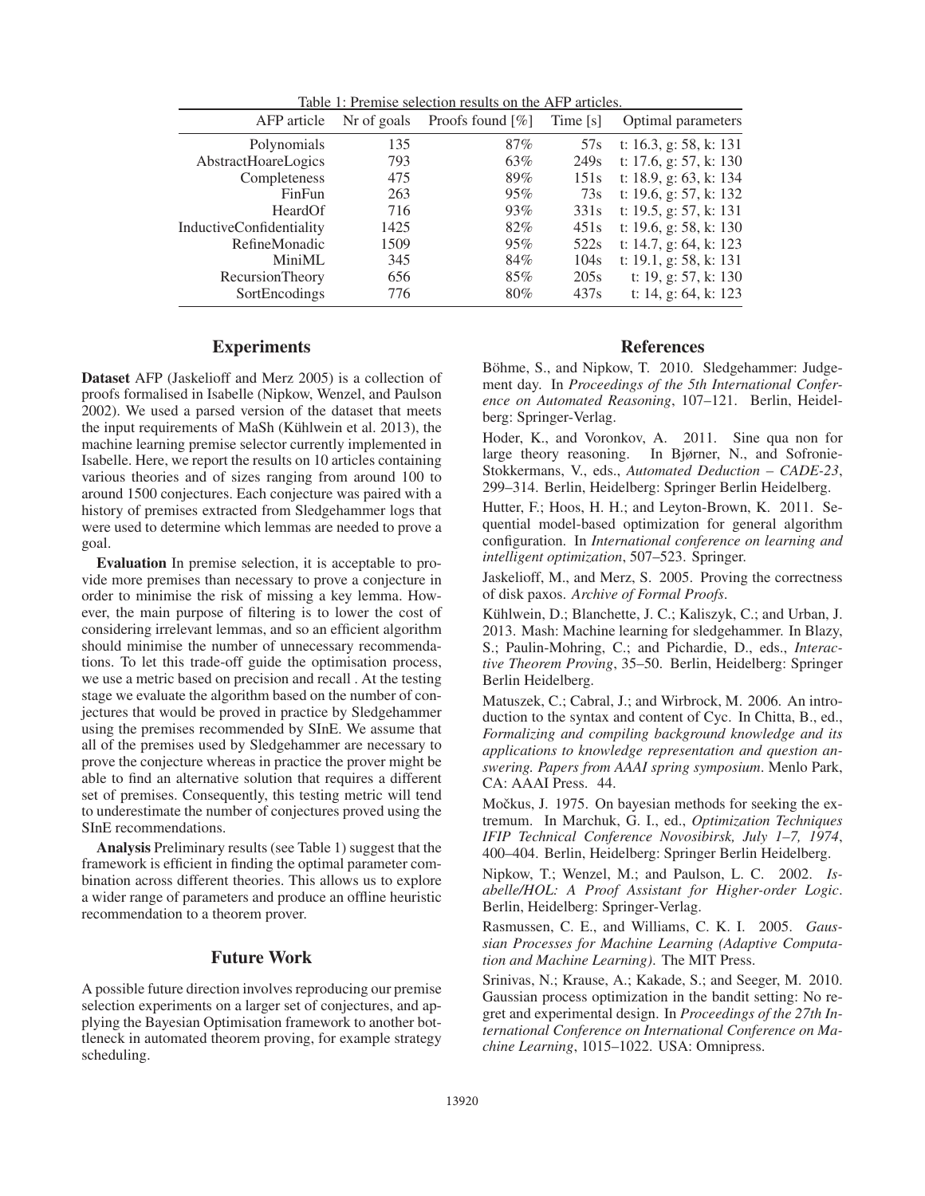Table 1: Premise selection results on the AFP articles.

| AFP article | Nr of goals | Proofs found [%] | Time [s] | Optimal parameters |
|---|---|---|---|---|
| Polynomials | 135 | 87% | 57s | t: 16.3, g: 58, k: 131 |
| AbstractHoareLogics | 793 | 63% | 249s | t: 17.6, g: 57, k: 130 |
| Completeness | 475 | 89% | 151s | t: 18.9, g: 63, k: 134 |
| FinFun | 263 | 95% | 73s | t: 19.6, g: 57, k: 132 |
| HeardOf | 716 | 93% | 331s | t: 19.5, g: 57, k: 131 |
| InductiveConfidentiality | 1425 | 82% | 451s | t: 19.6, g: 58, k: 130 |
| RefineMonadic | 1509 | 95% | 522s | t: 14.7, g: 64, k: 123 |
| MiniML | 345 | 84% | 104s | t: 19.1, g: 58, k: 131 |
| RecursionTheory | 656 | 85% | 205s | t: 19, g: 57, k: 130 |
| SortEncodings | 776 | 80% | 437s | t: 14, g: 64, k: 123 |

## Experiments

**Dataset** AFP (Jaskelioff and Merz 2005) is a collection of proofs formalised in Isabelle (Nipkow, Wenzel, and Paulson 2002). We used a parsed version of the dataset that meets the input requirements of MaSh (Kühlwein et al. 2013), the machine learning premise selector currently implemented in Isabelle. Here, we report the results on 10 articles containing various theories and of sizes ranging from around 100 to around 1500 conjectures. Each conjecture was paired with a history of premises extracted from Sledgehammer logs that were used to determine which lemmas are needed to prove a goal.

**Evaluation** In premise selection, it is acceptable to provide more premises than necessary to prove a conjecture in order to minimise the risk of missing a key lemma. However, the main purpose of filtering is to lower the cost of considering irrelevant lemmas, and so an efficient algorithm should minimise the number of unnecessary recommendations. To let this trade-off guide the optimisation process, we use a metric based on precision and recall . At the testing stage we evaluate the algorithm based on the number of conjectures that would be proved in practice by Sledgehammer using the premises recommended by SInE. We assume that all of the premises used by Sledgehammer are necessary to prove the conjecture whereas in practice the prover might be able to find an alternative solution that requires a different set of premises. Consequently, this testing metric will tend to underestimate the number of conjectures proved using the SInE recommendations.

**Analysis** Preliminary results (see Table 1) suggest that the framework is efficient in finding the optimal parameter combination across different theories. This allows us to explore a wider range of parameters and produce an offline heuristic recommendation to a theorem prover.

## Future Work

A possible future direction involves reproducing our premise selection experiments on a larger set of conjectures, and applying the Bayesian Optimisation framework to another bottleneck in automated theorem proving, for example strategy scheduling.

## References

Böhme, S., and Nipkow, T. 2010. Sledgehammer: Judgement day. In *Proceedings of the 5th International Conference on Automated Reasoning*, 107–121. Berlin, Heidelberg: Springer-Verlag.

Hoder, K., and Voronkov, A. 2011. Sine qua non for large theory reasoning. In Bjørner, N., and Sofronie-Stokkermans, V., eds., *Automated Deduction – CADE-23*, 299–314. Berlin, Heidelberg: Springer Berlin Heidelberg.

Hutter, F.; Hoos, H. H.; and Leyton-Brown, K. 2011. Sequential model-based optimization for general algorithm configuration. In *International conference on learning and intelligent optimization*, 507–523. Springer.

Jaskelioff, M., and Merz, S. 2005. Proving the correctness of disk paxos. *Archive of Formal Proofs*.

Kühlwein, D.; Blanchette, J. C.; Kaliszyk, C.; and Urban, J. 2013. Mash: Machine learning for sledgehammer. In Blazy, S.; Paulin-Mohring, C.; and Pichardie, D., eds., *Interactive Theorem Proving*, 35–50. Berlin, Heidelberg: Springer Berlin Heidelberg.

Matuszek, C.; Cabral, J.; and Wirbrock, M. 2006. An introduction to the syntax and content of Cyc. In Chitta, B., ed., *Formalizing and compiling background knowledge and its applications to knowledge representation and question answering. Papers from AAAI spring symposium*. Menlo Park, CA: AAAI Press. 44.

Močkus, J. 1975. On bayesian methods for seeking the extremum. In Marchuk, G. I., ed., *Optimization Techniques IFIP Technical Conference Novosibirsk, July 1–7, 1974*, 400–404. Berlin, Heidelberg: Springer Berlin Heidelberg.

Nipkow, T.; Wenzel, M.; and Paulson, L. C. 2002. *Isabelle/HOL: A Proof Assistant for Higher-order Logic*. Berlin, Heidelberg: Springer-Verlag.

Rasmussen, C. E., and Williams, C. K. I. 2005. *Gaussian Processes for Machine Learning (Adaptive Computation and Machine Learning)*. The MIT Press.

Srinivas, N.; Krause, A.; Kakade, S.; and Seeger, M. 2010. Gaussian process optimization in the bandit setting: No regret and experimental design. In *Proceedings of the 27th International Conference on International Conference on Machine Learning*, 1015–1022. USA: Omnipress.